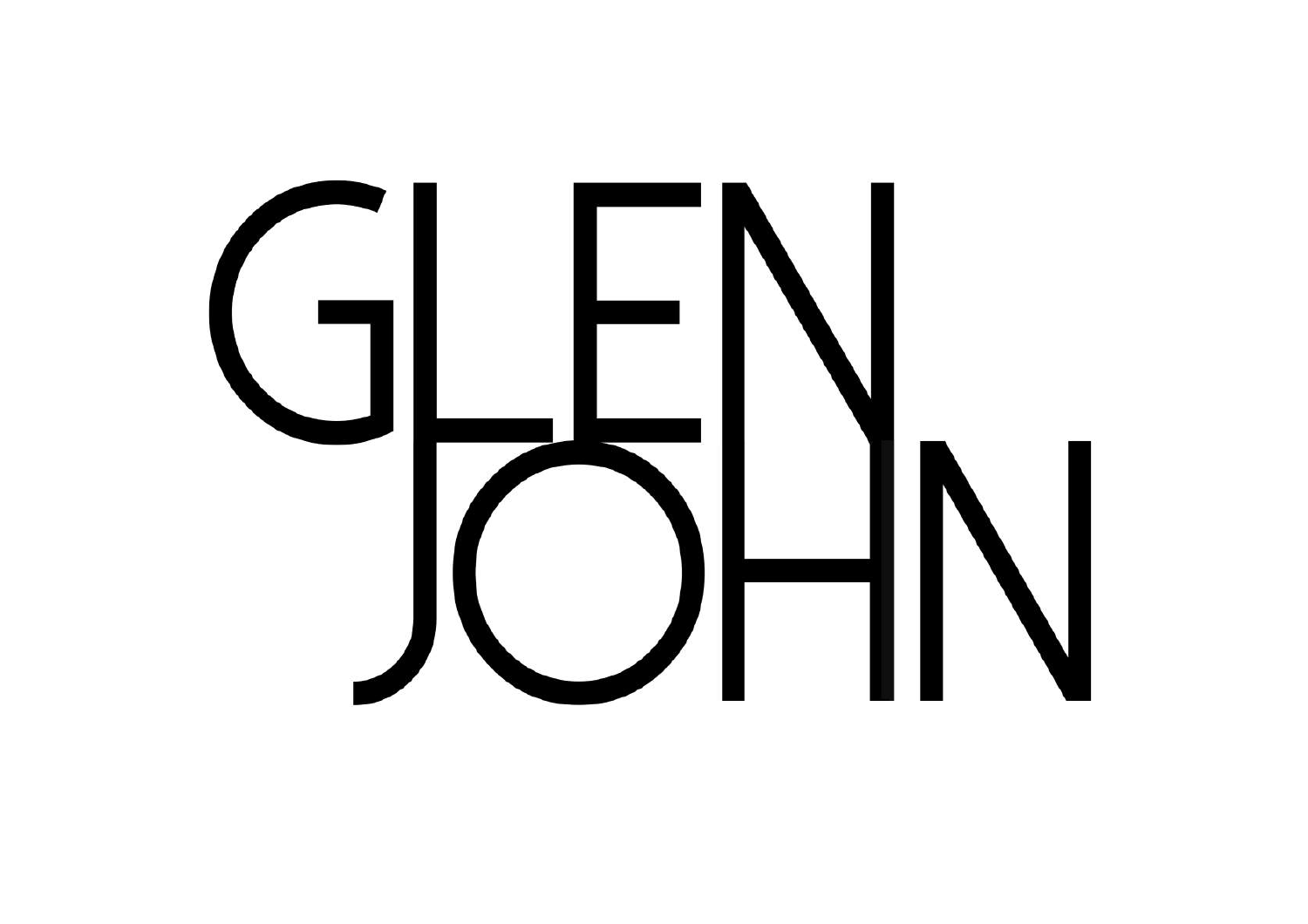# GLEN JOHN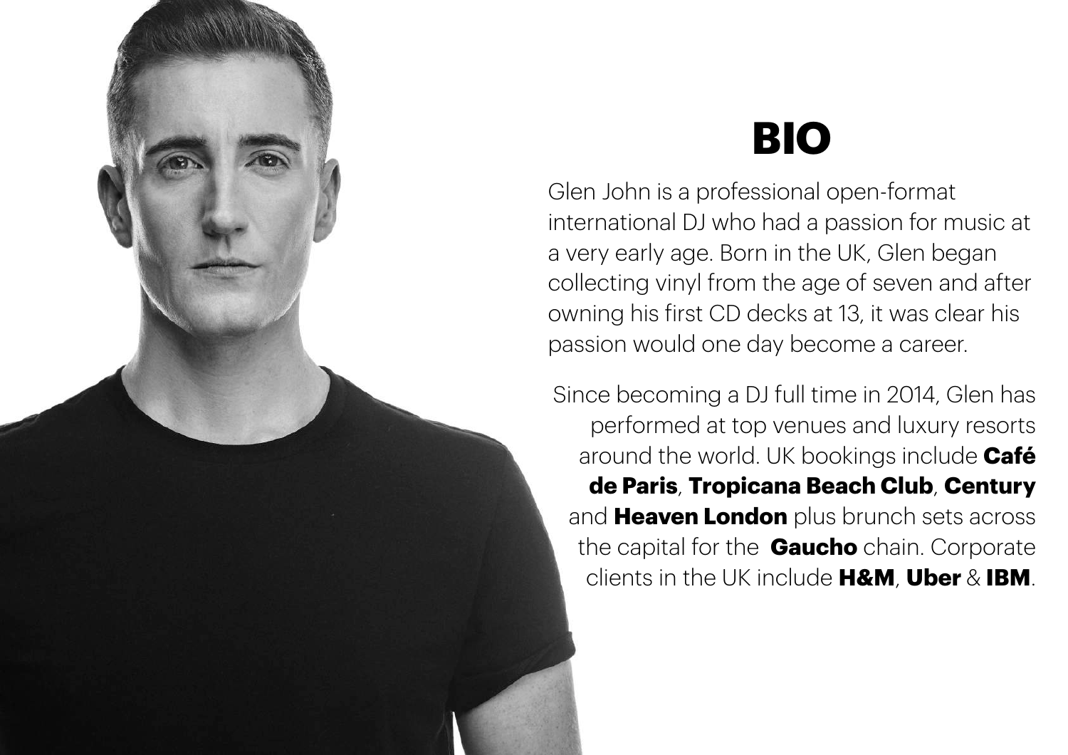# BIO

Glen John is a professional open-format international DJ who had a passion for music at a very early age. Born in the UK, Glen began collecting vinyl from the age of seven and after owning his first CD decks at 13, it was clear his passion would one day become a career.

Since becoming a DJ full time in 2014, Glen has performed at top venues and luxury resorts around the world. UK bookings include **Café de Paris**, **Tropicana Beach Club**, **Century** and **Heaven London** plus brunch sets across the capital for the **Gaucho** chain. Corporate clients in the UK include **H&M**, **Uber** & **IBM**.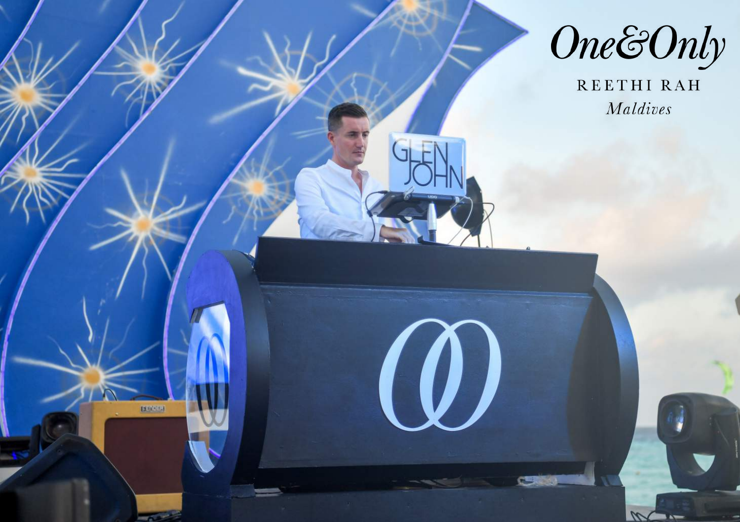One&Only

REETHI RAH

*Maldives*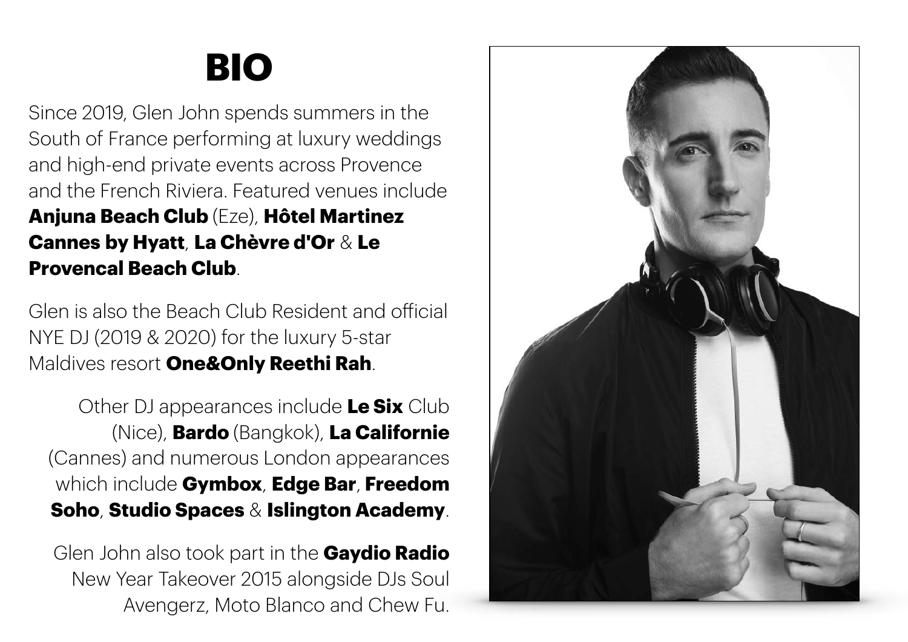# BIO

Since 2019, Glen John spends summers in the South of France performing at luxury weddings and high-end private events across Provence and the French Riviera. Featured venues include **Anjuna Beach Club** (Eze), **Hôtel Martinez Cannes by Hyatt**, **La Chèvre d'Or** & **Le Provencal Beach Club**.

Glen is also the Beach Club Resident and official NYE DJ (2019 & 2020) for the luxury 5-star Maldives resort **One&Only Reethi Rah**.

Other DJ appearances include **Le Six** Club (Nice), **Bardo** (Bangkok), **La Californie** (Cannes) and numerous London appearances which include **Gymbox**, **Edge Bar**, **Freedom Soho**, **Studio Spaces** & **Islington Academy**.

Glen John also took part in the **Gaydio Radio** New Year Takeover 2015 alongside DJs Soul Avengerz, Moto Blanco and Chew Fu.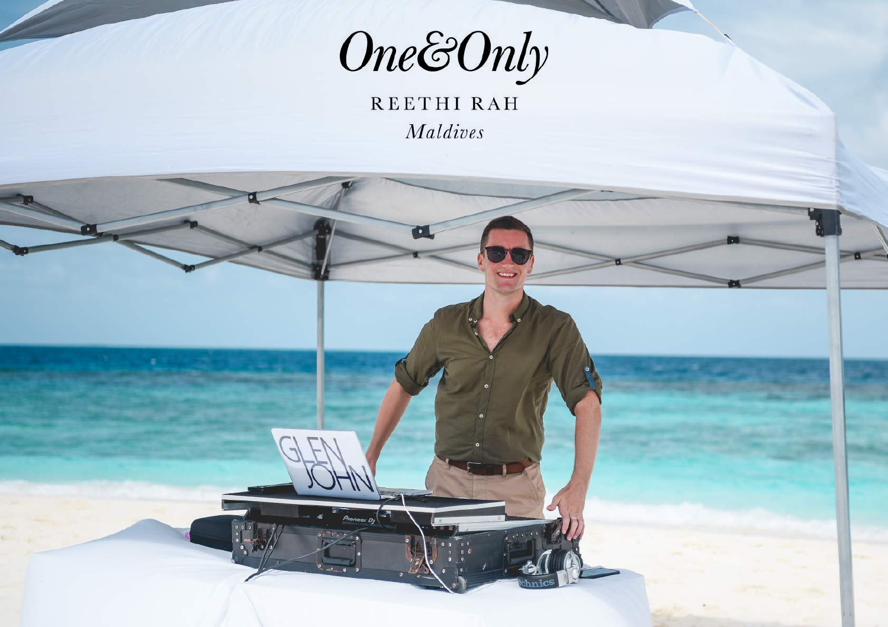One&Only

REETHI RAH

*Maldives*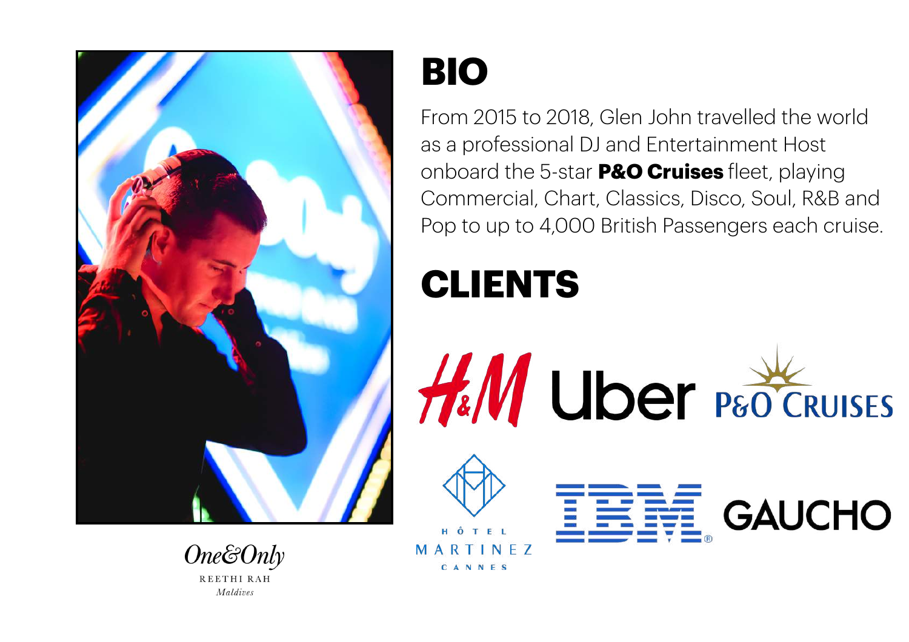# BIO

From 2015 to 2018, Glen John travelled the world as a professional DJ and Entertainment Host onboard the 5-star **P&O Cruises** fleet, playing Commercial, Chart, Classics, Disco, Soul, R&B and Pop to up to 4,000 British Passengers each cruise.

# CLIENTS

H&M

Uber

P&O CRUISES

HÔTEL MARTINEZ CANNES

IBM

GAUCHO

One&Only REETHI RAH Maldives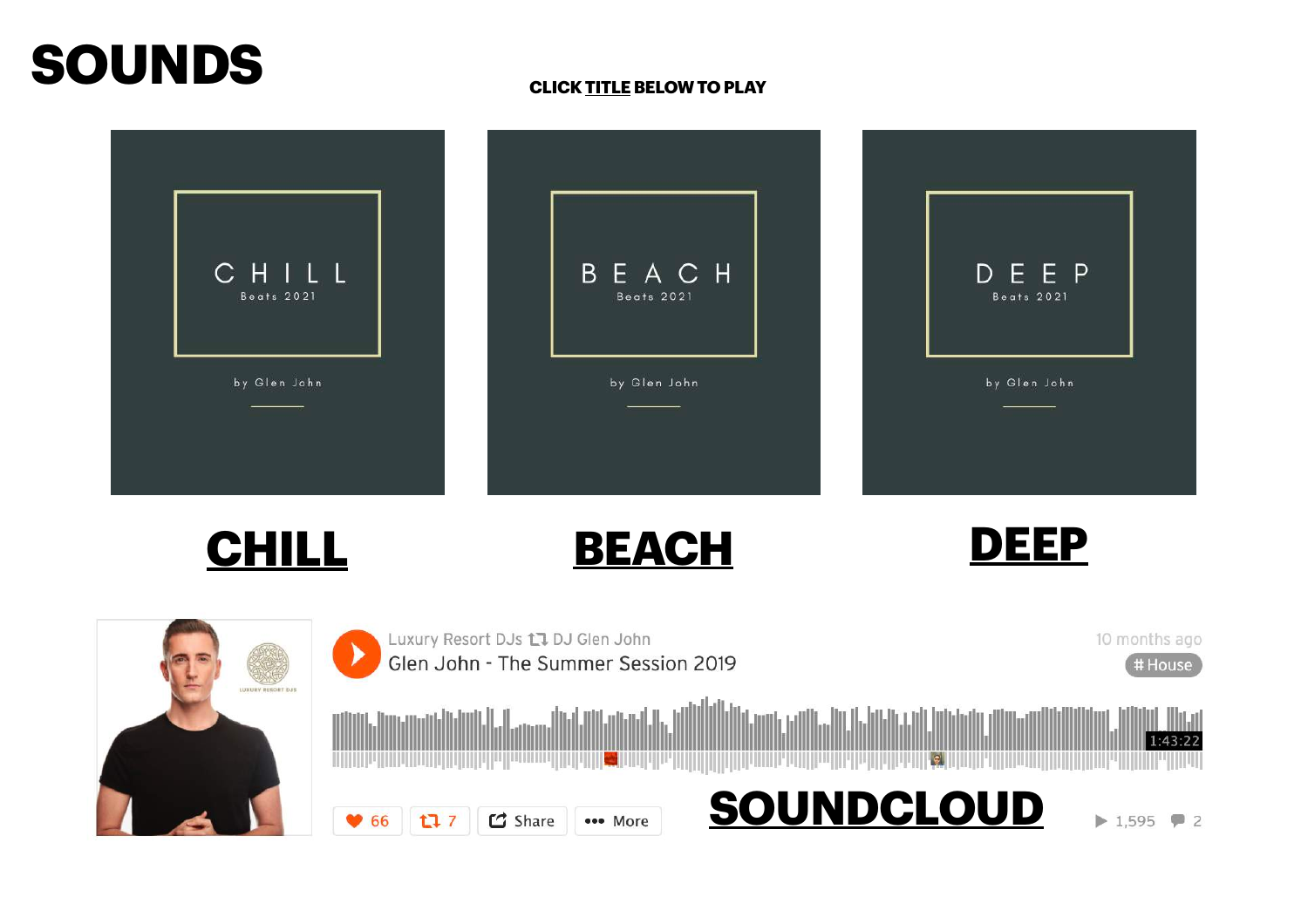# SOUNDS

**CLICK TITLE BELOW TO PLAY**

C H I L L
Beats 2021
by Glen John

B E A C H
Beats 2021
by Glen John

D E E P
Beats 2021
by Glen John

## CHILL

## BEACH

## DEEP

Luxury Resort DJs DJ Glen John
Glen John - The Summer Session 2019

10 months ago
# House

1:43:22

66 7 Share More

## SOUNDCLOUD

1,595 2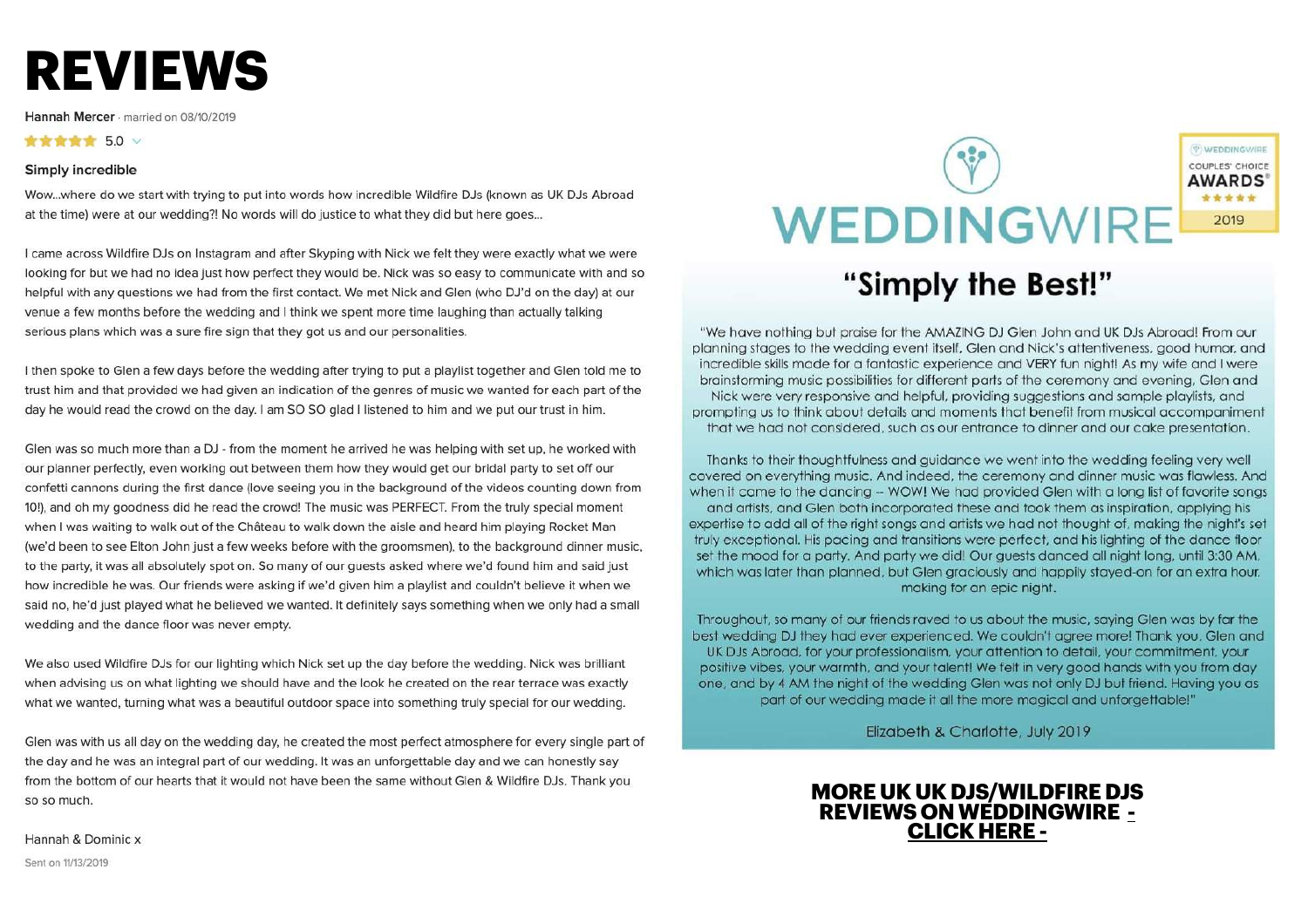# REVIEWS

Hannah Mercer · married on 08/10/2019

★★★★★ 5.0

### Simply incredible

Wow...where do we start with trying to put into words how incredible Wildfire DJs (known as UK DJs Abroad at the time) were at our wedding?! No words will do justice to what they did but here goes...

I came across Wildfire DJs on Instagram and after Skyping with Nick we felt they were exactly what we were looking for but we had no idea just how perfect they would be. Nick was so easy to communicate with and so helpful with any questions we had from the first contact. We met Nick and Glen (who DJ'd on the day) at our venue a few months before the wedding and I think we spent more time laughing than actually talking serious plans which was a sure fire sign that they got us and our personalities.

I then spoke to Glen a few days before the wedding after trying to put a playlist together and Glen told me to trust him and that provided we had given an indication of the genres of music we wanted for each part of the day he would read the crowd on the day. I am SO SO glad I listened to him and we put our trust in him.

Glen was so much more than a DJ - from the moment he arrived he was helping with set up, he worked with our planner perfectly, even working out between them how they would get our bridal party to set off our confetti cannons during the first dance (love seeing you in the background of the videos counting down from 10!), and oh my goodness did he read the crowd! The music was PERFECT. From the truly special moment when I was waiting to walk out of the Château to walk down the aisle and heard him playing Rocket Man (we'd been to see Elton John just a few weeks before with the groomsmen), to the background dinner music, to the party, it was all absolutely spot on. So many of our guests asked where we'd found him and said just how incredible he was. Our friends were asking if we'd given him a playlist and couldn't believe it when we said no, he'd just played what he believed we wanted. It definitely says something when we only had a small wedding and the dance floor was never empty.

We also used Wildfire DJs for our lighting which Nick set up the day before the wedding. Nick was brilliant when advising us on what lighting we should have and the look he created on the rear terrace was exactly what we wanted, turning what was a beautiful outdoor space into something truly special for our wedding.

Glen was with us all day on the wedding day, he created the most perfect atmosphere for every single part of the day and he was an integral part of our wedding. It was an unforgettable day and we can honestly say from the bottom of our hearts that it would not have been the same without Glen & Wildfire DJs. Thank you so so much.

Hannah & Dominic x

Sent on 11/13/2019

WEDDINGWIRE

WEDDINGWIRE COUPLES' CHOICE AWARDS® ★★★★★ 2019

## "Simply the Best!"

"We have nothing but praise for the AMAZING DJ Glen John and UK DJs Abroad! From our planning stages to the wedding event itself, Glen and Nick's attentiveness, good humor, and incredible skills made for a fantastic experience and VERY fun night! As my wife and I were brainstorming music possibilities for different parts of the ceremony and evening, Glen and Nick were very responsive and helpful, providing suggestions and sample playlists, and prompting us to think about details and moments that benefit from musical accompaniment that we had not considered, such as our entrance to dinner and our cake presentation.

Thanks to their thoughtfulness and guidance we went into the wedding feeling very well covered on everything music. And indeed, the ceremony and dinner music was flawless. And when it came to the dancing -- WOW! We had provided Glen with a long list of favorite songs and artists, and Glen both incorporated these and took them as inspiration, applying his expertise to add all of the right songs and artists we had not thought of, making the night's set truly exceptional. His pacing and transitions were perfect, and his lighting of the dance floor set the mood for a party. And party we did! Our guests danced all night long, until 3:30 AM, which was later than planned, but Glen graciously and happily stayed-on for an extra hour, making for an epic night.

Throughout, so many of our friends raved to us about the music, saying Glen was by far the best wedding DJ they had ever experienced. We couldn't agree more! Thank you, Glen and UK DJs Abroad, for your professionalism, your attention to detail, your commitment, your positive vibes, your warmth, and your talent! We felt in very good hands with you from day one, and by 4 AM the night of the wedding Glen was not only DJ but friend. Having you as part of our wedding made it all the more magical and unforgettable!"

Elizabeth & Charlotte, July 2019

**MORE UK UK DJS/WILDFIRE DJS REVIEWS ON WEDDINGWIRE - CLICK HERE -**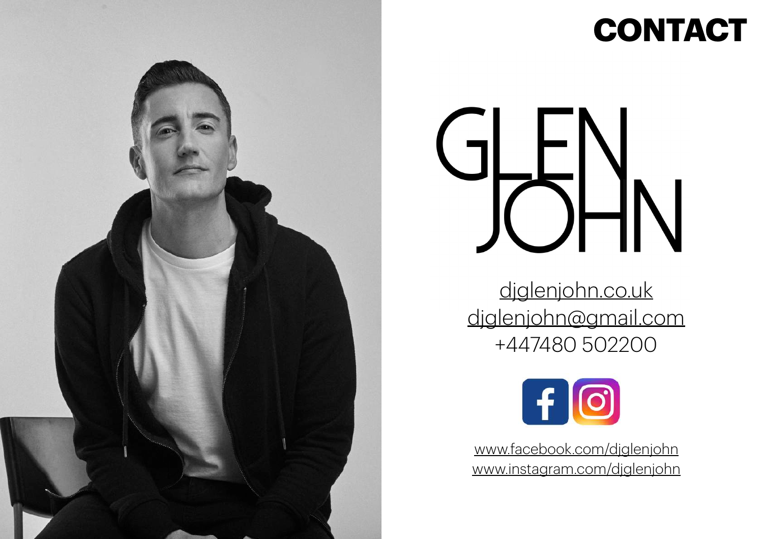# CONTACT

GLEN JOHN

djglenjohn.co.uk

djglenjohn@gmail.com

+447480 502200

www.facebook.com/djglenjohn

www.instagram.com/djglenjohn